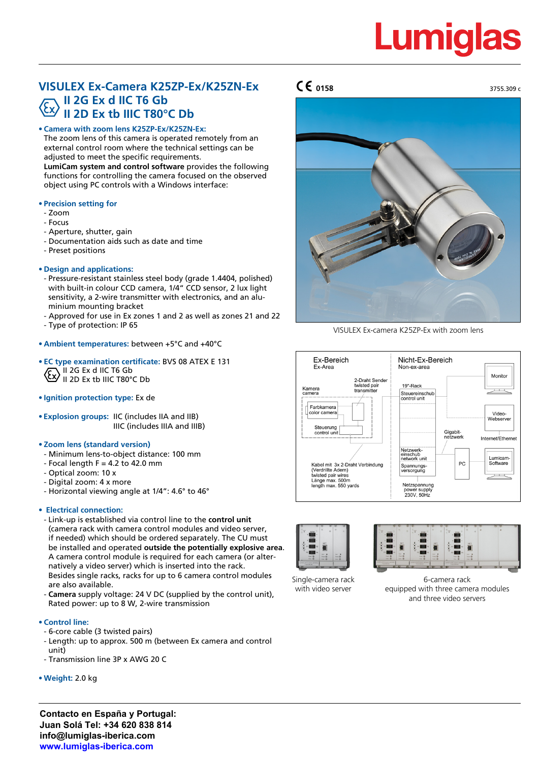# Lumiglas

CE 0158

3755.309 c

## VISULEX Ex-Camera K25ZP-Ex/K25ZN-Ex
### II 2G Ex d IIC T6 Gb
### II 2D Ex tb IIIC T80°C Db

- **Camera with zoom lens K25ZP-Ex/K25ZN-Ex:**
  The zoom lens of this camera is operated remotely from an external control room where the technical settings can be adjusted to meet the specific requirements.
  **LumiCam system and control software** provides the following functions for controlling the camera focused on the observed object using PC controls with a Windows interface:

- **Precision setting for**
  - Zoom
  - Focus
  - Aperture, shutter, gain
  - Documentation aids such as date and time
  - Preset positions

- **Design and applications:**
  - Pressure-resistant stainless steel body (grade 1.4404, polished) with built-in colour CCD camera, 1/4" CCD sensor, 2 lux light sensitivity, a 2-wire transmitter with electronics, and an aluminium mounting bracket
  - Approved for use in Ex zones 1 and 2 as well as zones 21 and 22
  - Type of protection: IP 65

- **Ambient temperatures:** between +5°C and +40°C

- **EC type examination certificate:** BVS 08 ATEX E 131
  II 2G Ex d IIC T6 Gb
  II 2D Ex tb IIIC T80°C Db

- **Ignition protection type:** Ex de

- **Explosion groups:** IIC (includes IIA and IIB)
  IIIC (includes IIIA and IIIB)

- **Zoom lens (standard version)**
  - Minimum lens-to-object distance: 100 mm
  - Focal length F = 4.2 to 42.0 mm
  - Optical zoom: 10 x
  - Digital zoom: 4 x more
  - Horizontal viewing angle at 1/4": 4.6° to 46°

- **Electrical connection:**
  - Link-up is established via control line to the **control unit** (camera rack with camera control modules and video server, if needed) which should be ordered separately. The CU must be installed and operated **outside the potentially explosive area**. A camera control module is required for each camera (or alternatively a video server) which is inserted into the rack. Besides single racks, racks for up to 6 camera control modules are also available.
  - **Camera** supply voltage: 24 V DC (supplied by the control unit), Rated power: up to 8 W, 2-wire transmission

- **Control line:**
  - 6-core cable (3 twisted pairs)
  - Length: up to approx. 500 m (between Ex camera and control unit)
  - Transmission line 3P x AWG 20 C

- **Weight:** 2.0 kg

VISULEX Ex-camera K25ZP-Ex with zoom lens

Ex-Bereich
Ex-Area

Nicht-Ex-Bereich
Non-ex-area

Kamera
camera

2-Draht Sender
twisted pair
transmitter

Farbkamera
color camera

Steuerung
control unit

19"-Rack

Steuereinschub
control unit

Monitor

Video-
Webserver

Gigabit-
netzwerk

Internet/Ethernet

Netzwerk-
einschub
network unit

Spannungs-
versorgung

PC

Lumicam-
Software

Kabel mit 3x 2-Draht Verbindung
(Verdrillte Adern)
twisted pair wires
Länge max. 500m
length max. 550 yards

Netzspannung
power supply
230V, 50Hz

Single-camera rack
with video server

6-camera rack
equipped with three camera modules
and three video servers

**Contacto en España y Portugal:**
**Juan Solá Tel: +34 620 838 814**
**info@lumiglas-iberica.com**
**www.lumiglas-iberica.com**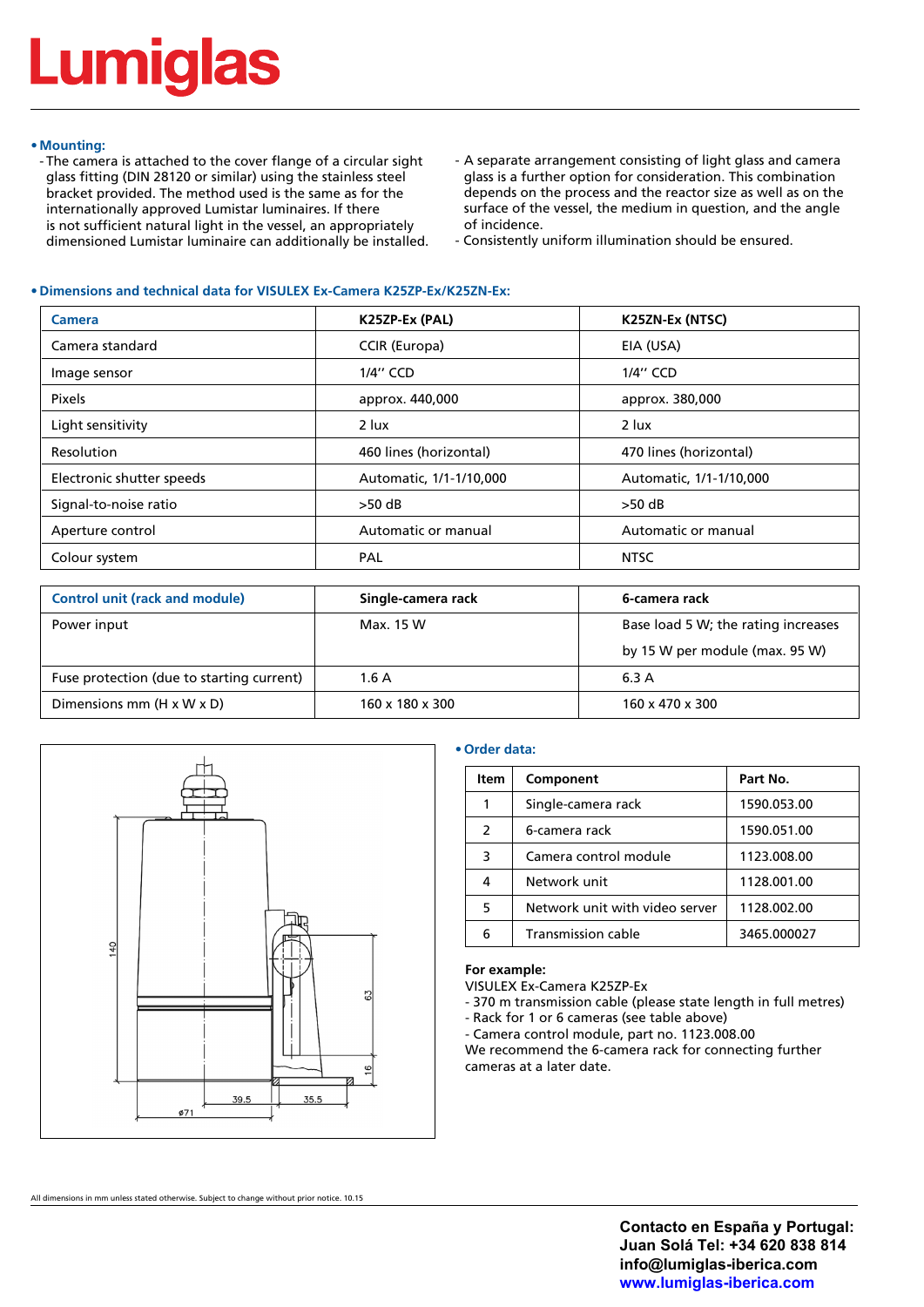# Lumiglas

**• Mounting:**

- The camera is attached to the cover flange of a circular sight glass fitting (DIN 28120 or similar) using the stainless steel bracket provided. The method used is the same as for the internationally approved Lumistar luminaires. If there is not sufficient natural light in the vessel, an appropriately dimensioned Lumistar luminaire can additionally be installed.
- A separate arrangement consisting of light glass and camera glass is a further option for consideration. This combination depends on the process and the reactor size as well as on the surface of the vessel, the medium in question, and the angle of incidence.
- Consistently uniform illumination should be ensured.

**• Dimensions and technical data for VISULEX Ex-Camera K25ZP-Ex/K25ZN-Ex:**

| Camera | K25ZP-Ex (PAL) | K25ZN-Ex (NTSC) |
|---|---|---|
| Camera standard | CCIR (Europa) | EIA (USA) |
| Image sensor | 1/4'' CCD | 1/4'' CCD |
| Pixels | approx. 440,000 | approx. 380,000 |
| Light sensitivity | 2 lux | 2 lux |
| Resolution | 460 lines (horizontal) | 470 lines (horizontal) |
| Electronic shutter speeds | Automatic, 1/1-1/10,000 | Automatic, 1/1-1/10,000 |
| Signal-to-noise ratio | >50 dB | >50 dB |
| Aperture control | Automatic or manual | Automatic or manual |
| Colour system | PAL | NTSC |

| Control unit (rack and module) | Single-camera rack | 6-camera rack |
|---|---|---|
| Power input | Max. 15 W | Base load 5 W; the rating increases by 15 W per module (max. 95 W) |
| Fuse protection (due to starting current) | 1.6 A | 6.3 A |
| Dimensions mm (H x W x D) | 160 x 180 x 300 | 160 x 470 x 300 |

140
63
16
39.5
35.5
ø71

**• Order data:**

| Item | Component | Part No. |
|---|---|---|
| 1 | Single-camera rack | 1590.053.00 |
| 2 | 6-camera rack | 1590.051.00 |
| 3 | Camera control module | 1123.008.00 |
| 4 | Network unit | 1128.001.00 |
| 5 | Network unit with video server | 1128.002.00 |
| 6 | Transmission cable | 3465.000027 |

**For example:**
VISULEX Ex-Camera K25ZP-Ex
- 370 m transmission cable (please state length in full metres)
- Rack for 1 or 6 cameras (see table above)
- Camera control module, part no. 1123.008.00

We recommend the 6-camera rack for connecting further cameras at a later date.

All dimensions in mm unless stated otherwise. Subject to change without prior notice. 10.15

**Contacto en España y Portugal:**
**Juan Solá Tel: +34 620 838 814**
**info@lumiglas-iberica.com**
**www.lumiglas-iberica.com**